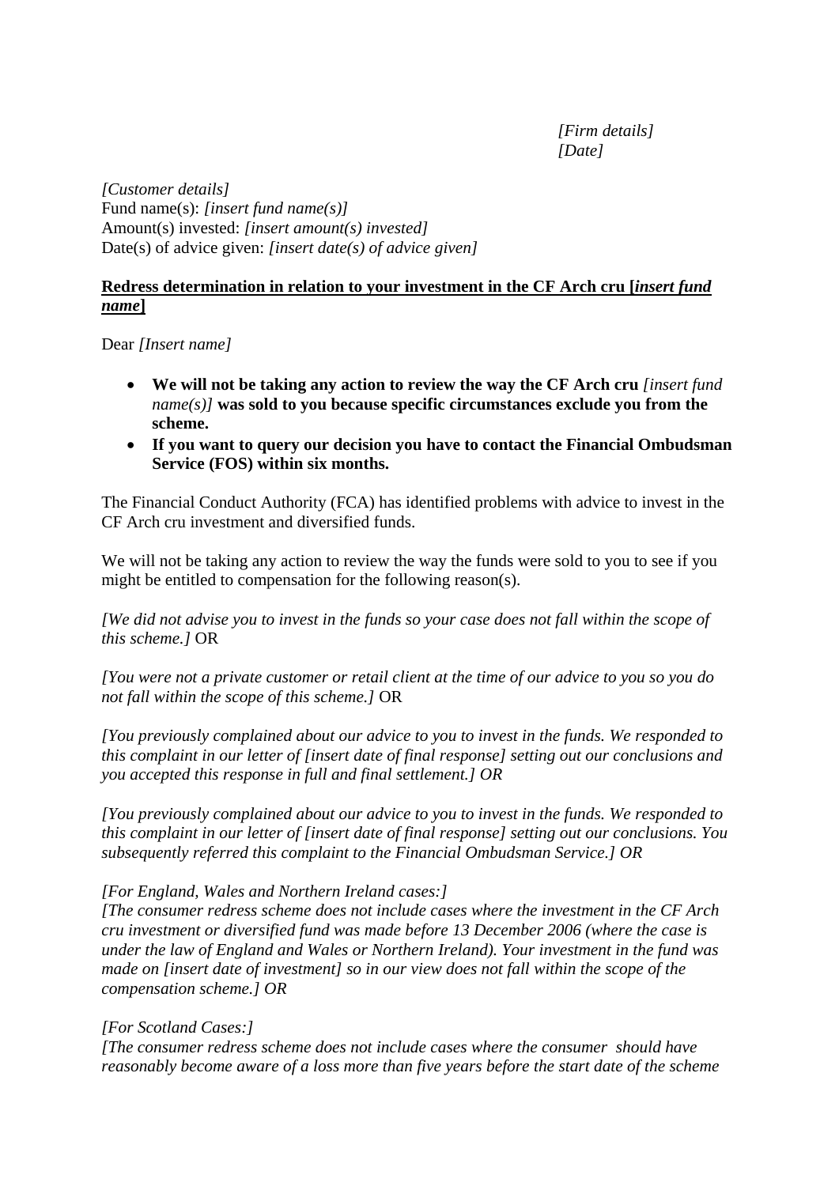*[Firm details]*
*[Date]*

*[Customer details]*
Fund name(s): *[insert fund name(s)]*
Amount(s) invested: *[insert amount(s) invested]*
Date(s) of advice given: *[insert date(s) of advice given]*

**<u>Redress determination in relation to your investment in the CF Arch cru [*insert fund name*]</u>**

Dear *[Insert name]*

- **We will not be taking any action to review the way the CF Arch cru** *[insert fund name(s)]* **was sold to you because specific circumstances exclude you from the scheme.**
- **If you want to query our decision you have to contact the Financial Ombudsman Service (FOS) within six months.**

The Financial Conduct Authority (FCA) has identified problems with advice to invest in the CF Arch cru investment and diversified funds.

We will not be taking any action to review the way the funds were sold to you to see if you might be entitled to compensation for the following reason(s).

*[We did not advise you to invest in the funds so your case does not fall within the scope of this scheme.]* OR

*[You were not a private customer or retail client at the time of our advice to you so you do not fall within the scope of this scheme.]* OR

*[You previously complained about our advice to you to invest in the funds. We responded to this complaint in our letter of [insert date of final response] setting out our conclusions and you accepted this response in full and final settlement.] OR*

*[You previously complained about our advice to you to invest in the funds. We responded to this complaint in our letter of [insert date of final response] setting out our conclusions. You subsequently referred this complaint to the Financial Ombudsman Service.] OR*

*[For England, Wales and Northern Ireland cases:]*
*[The consumer redress scheme does not include cases where the investment in the CF Arch cru investment or diversified fund was made before 13 December 2006 (where the case is under the law of England and Wales or Northern Ireland). Your investment in the fund was made on [insert date of investment] so in our view does not fall within the scope of the compensation scheme.] OR*

*[For Scotland Cases:]*
*[The consumer redress scheme does not include cases where the consumer should have reasonably become aware of a loss more than five years before the start date of the scheme*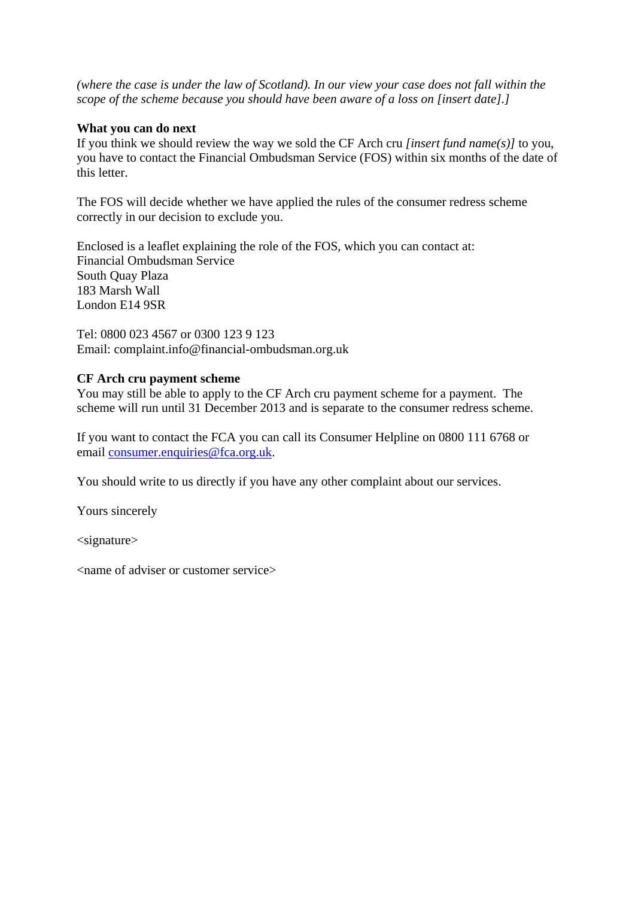*(where the case is under the law of Scotland). In our view your case does not fall within the scope of the scheme because you should have been aware of a loss on [insert date].]*

**What you can do next**

If you think we should review the way we sold the CF Arch cru *[insert fund name(s)]* to you, you have to contact the Financial Ombudsman Service (FOS) within six months of the date of this letter.

The FOS will decide whether we have applied the rules of the consumer redress scheme correctly in our decision to exclude you.

Enclosed is a leaflet explaining the role of the FOS, which you can contact at:
Financial Ombudsman Service
South Quay Plaza
183 Marsh Wall
London E14 9SR

Tel: 0800 023 4567 or 0300 123 9 123
Email: complaint.info@financial-ombudsman.org.uk

**CF Arch cru payment scheme**

You may still be able to apply to the CF Arch cru payment scheme for a payment. The scheme will run until 31 December 2013 and is separate to the consumer redress scheme.

If you want to contact the FCA you can call its Consumer Helpline on 0800 111 6768 or email consumer.enquiries@fca.org.uk.

You should write to us directly if you have any other complaint about our services.

Yours sincerely

<signature>

<name of adviser or customer service>